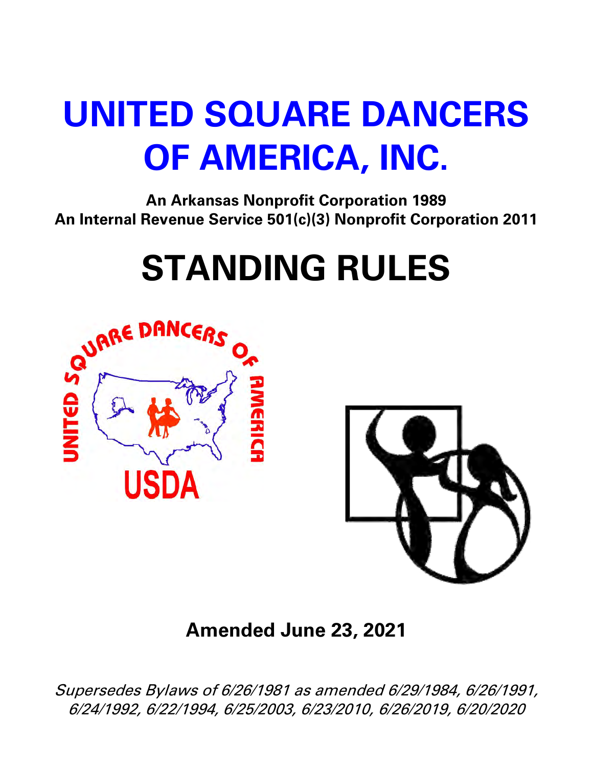# UNITED SQUARE DANCERS OF AMERICA, INC.

**An Arkansas Nonprofit Corporation 1989**
**An Internal Revenue Service 501(c)(3) Nonprofit Corporation 2011**

# STANDING RULES

**Amended June 23, 2021**

*Supersedes Bylaws of 6/26/1981 as amended 6/29/1984, 6/26/1991, 6/24/1992, 6/22/1994, 6/25/2003, 6/23/2010, 6/26/2019, 6/20/2020*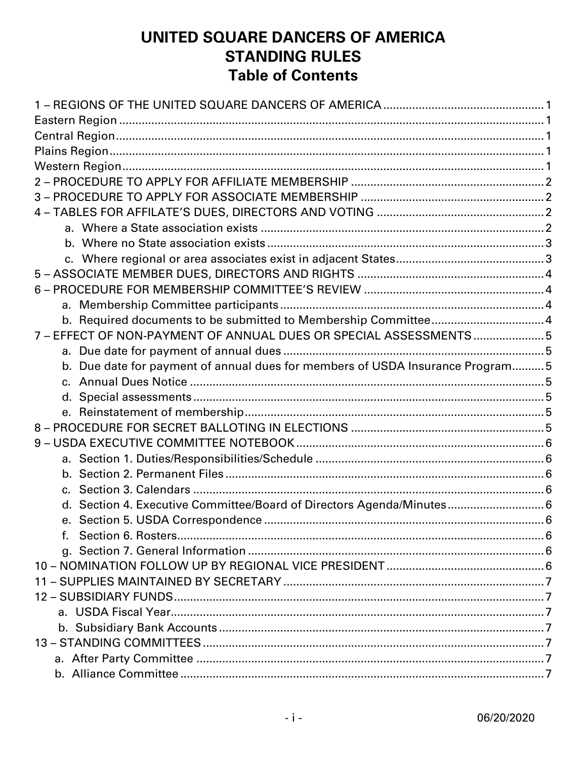# UNITED SQUARE DANCERS OF AMERICA
# STANDING RULES
## Table of Contents

1 – REGIONS OF THE UNITED SQUARE DANCERS OF AMERICA ........ 1
Eastern Region ........ 1
Central Region ........ 1
Plains Region ........ 1
Western Region ........ 1
2 – PROCEDURE TO APPLY FOR AFFILIATE MEMBERSHIP ........ 2
3 – PROCEDURE TO APPLY FOR ASSOCIATE MEMBERSHIP ........ 2
4 – TABLES FOR AFFILATE'S DUES, DIRECTORS AND VOTING ........ 2
- a. Where a State association exists ........ 2
- b. Where no State association exists ........ 3
- c. Where regional or area associates exist in adjacent States ........ 3

5 – ASSOCIATE MEMBER DUES, DIRECTORS AND RIGHTS ........ 4
6 – PROCEDURE FOR MEMBERSHIP COMMITTEE'S REVIEW ........ 4
- a. Membership Committee participants ........ 4
- b. Required documents to be submitted to Membership Committee ........ 4

7 – EFFECT OF NON-PAYMENT OF ANNUAL DUES OR SPECIAL ASSESSMENTS ........ 5
- a. Due date for payment of annual dues ........ 5
- b. Due date for payment of annual dues for members of USDA Insurance Program ........ 5
- c. Annual Dues Notice ........ 5
- d. Special assessments ........ 5
- e. Reinstatement of membership ........ 5

8 – PROCEDURE FOR SECRET BALLOTING IN ELECTIONS ........ 5
9 – USDA EXECUTIVE COMMITTEE NOTEBOOK ........ 6
- a. Section 1. Duties/Responsibilities/Schedule ........ 6
- b. Section 2. Permanent Files ........ 6
- c. Section 3. Calendars ........ 6
- d. Section 4. Executive Committee/Board of Directors Agenda/Minutes ........ 6
- e. Section 5. USDA Correspondence ........ 6
- f. Section 6. Rosters ........ 6
- g. Section 7. General Information ........ 6

10 – NOMINATION FOLLOW UP BY REGIONAL VICE PRESIDENT ........ 6
11 – SUPPLIES MAINTAINED BY SECRETARY ........ 7
12 – SUBSIDIARY FUNDS ........ 7
- a. USDA Fiscal Year ........ 7
- b. Subsidiary Bank Accounts ........ 7

13 – STANDING COMMITTEES ........ 7
- a. After Party Committee ........ 7
- b. Alliance Committee ........ 7

06/20/2020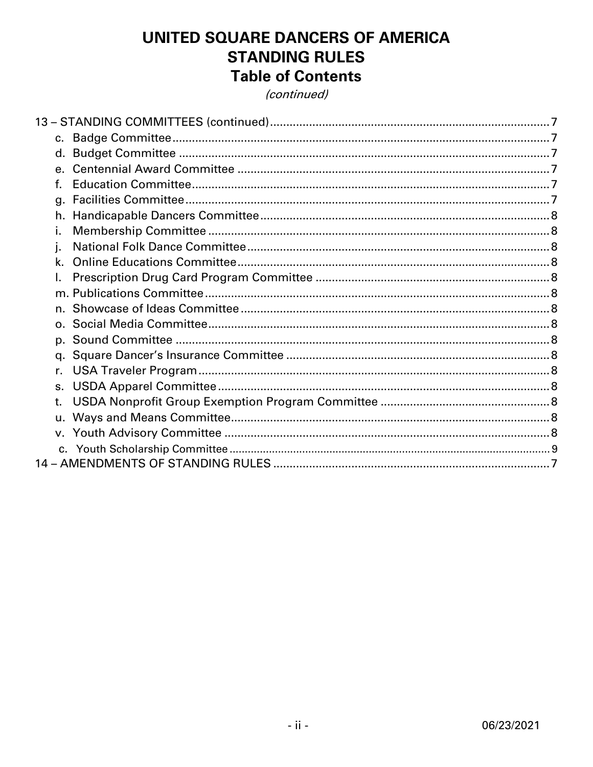# UNITED SQUARE DANCERS OF AMERICA
# STANDING RULES
## Table of Contents

*(continued)*

13 – STANDING COMMITTEES (continued) ..... 7
- c. Badge Committee ..... 7
- d. Budget Committee ..... 7
- e. Centennial Award Committee ..... 7
- f. Education Committee ..... 7
- g. Facilities Committee ..... 7
- h. Handicapable Dancers Committee ..... 8
- i. Membership Committee ..... 8
- j. National Folk Dance Committee ..... 8
- k. Online Educations Committee ..... 8
- l. Prescription Drug Card Program Committee ..... 8
- m. Publications Committee ..... 8
- n. Showcase of Ideas Committee ..... 8
- o. Social Media Committee ..... 8
- p. Sound Committee ..... 8
- q. Square Dancer's Insurance Committee ..... 8
- r. USA Traveler Program ..... 8
- s. USDA Apparel Committee ..... 8
- t. USDA Nonprofit Group Exemption Program Committee ..... 8
- u. Ways and Means Committee ..... 8
- v. Youth Advisory Committee ..... 8
- c. Youth Scholarship Committee ..... 9

14 – AMENDMENTS OF STANDING RULES ..... 7

06/23/2021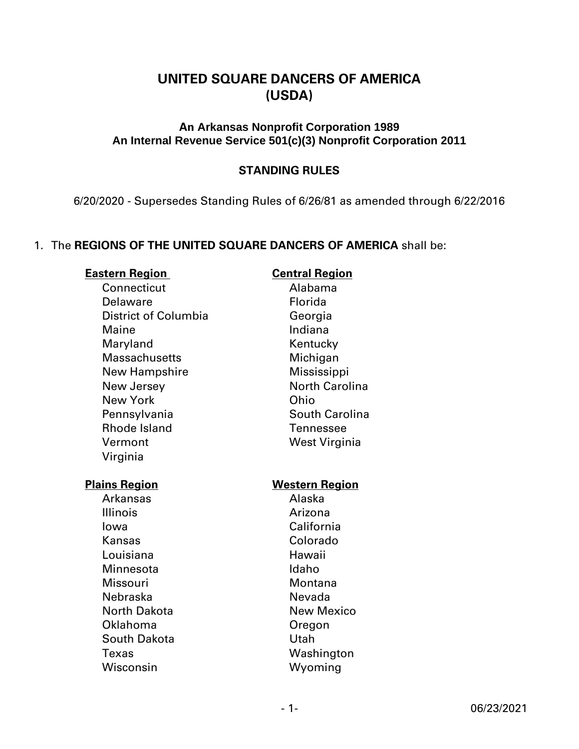# UNITED SQUARE DANCERS OF AMERICA
# (USDA)

### An Arkansas Nonprofit Corporation 1989
### An Internal Revenue Service 501(c)(3) Nonprofit Corporation 2011

### STANDING RULES

6/20/2020 - Supersedes Standing Rules of 6/26/81 as amended through 6/22/2016

1. The **REGIONS OF THE UNITED SQUARE DANCERS OF AMERICA** shall be:

**Eastern Region**
- Connecticut
- Delaware
- District of Columbia
- Maine
- Maryland
- Massachusetts
- New Hampshire
- New Jersey
- New York
- Pennsylvania
- Rhode Island
- Vermont
- Virginia

**Central Region**
- Alabama
- Florida
- Georgia
- Indiana
- Kentucky
- Michigan
- Mississippi
- North Carolina
- Ohio
- South Carolina
- Tennessee
- West Virginia

**Plains Region**
- Arkansas
- Illinois
- Iowa
- Kansas
- Louisiana
- Minnesota
- Missouri
- Nebraska
- North Dakota
- Oklahoma
- South Dakota
- Texas
- Wisconsin

**Western Region**
- Alaska
- Arizona
- California
- Colorado
- Hawaii
- Idaho
- Montana
- Nevada
- New Mexico
- Oregon
- Utah
- Washington
- Wyoming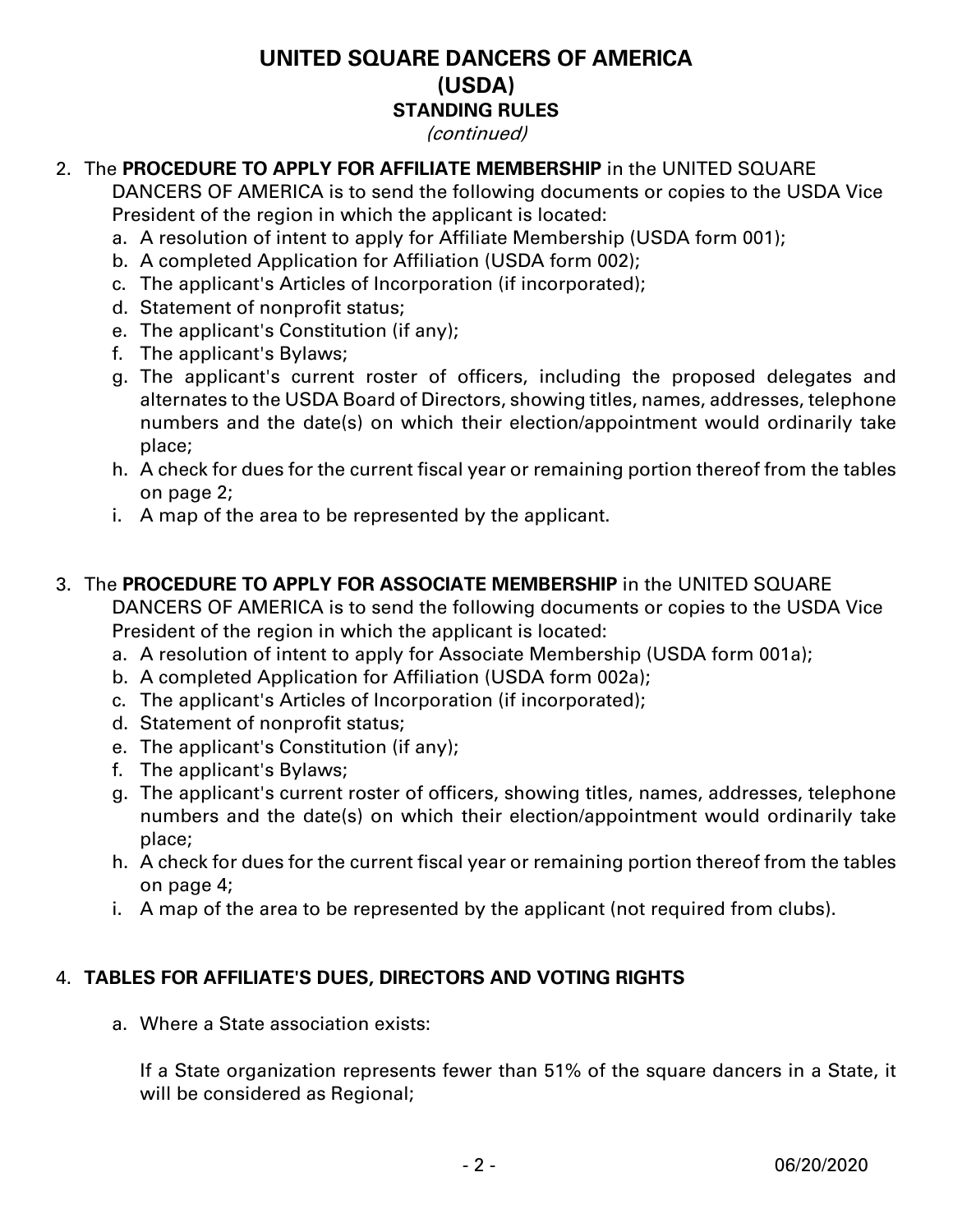# UNITED SQUARE DANCERS OF AMERICA
# (USDA)
## STANDING RULES
*(continued)*

2. The **PROCEDURE TO APPLY FOR AFFILIATE MEMBERSHIP** in the UNITED SQUARE DANCERS OF AMERICA is to send the following documents or copies to the USDA Vice President of the region in which the applicant is located:
   a. A resolution of intent to apply for Affiliate Membership (USDA form 001);
   b. A completed Application for Affiliation (USDA form 002);
   c. The applicant's Articles of Incorporation (if incorporated);
   d. Statement of nonprofit status;
   e. The applicant's Constitution (if any);
   f. The applicant's Bylaws;
   g. The applicant's current roster of officers, including the proposed delegates and alternates to the USDA Board of Directors, showing titles, names, addresses, telephone numbers and the date(s) on which their election/appointment would ordinarily take place;
   h. A check for dues for the current fiscal year or remaining portion thereof from the tables on page 2;
   i. A map of the area to be represented by the applicant.

3. The **PROCEDURE TO APPLY FOR ASSOCIATE MEMBERSHIP** in the UNITED SQUARE DANCERS OF AMERICA is to send the following documents or copies to the USDA Vice President of the region in which the applicant is located:
   a. A resolution of intent to apply for Associate Membership (USDA form 001a);
   b. A completed Application for Affiliation (USDA form 002a);
   c. The applicant's Articles of Incorporation (if incorporated);
   d. Statement of nonprofit status;
   e. The applicant's Constitution (if any);
   f. The applicant's Bylaws;
   g. The applicant's current roster of officers, showing titles, names, addresses, telephone numbers and the date(s) on which their election/appointment would ordinarily take place;
   h. A check for dues for the current fiscal year or remaining portion thereof from the tables on page 4;
   i. A map of the area to be represented by the applicant (not required from clubs).

4. **TABLES FOR AFFILIATE'S DUES, DIRECTORS AND VOTING RIGHTS**

   a. Where a State association exists:

      If a State organization represents fewer than 51% of the square dancers in a State, it will be considered as Regional;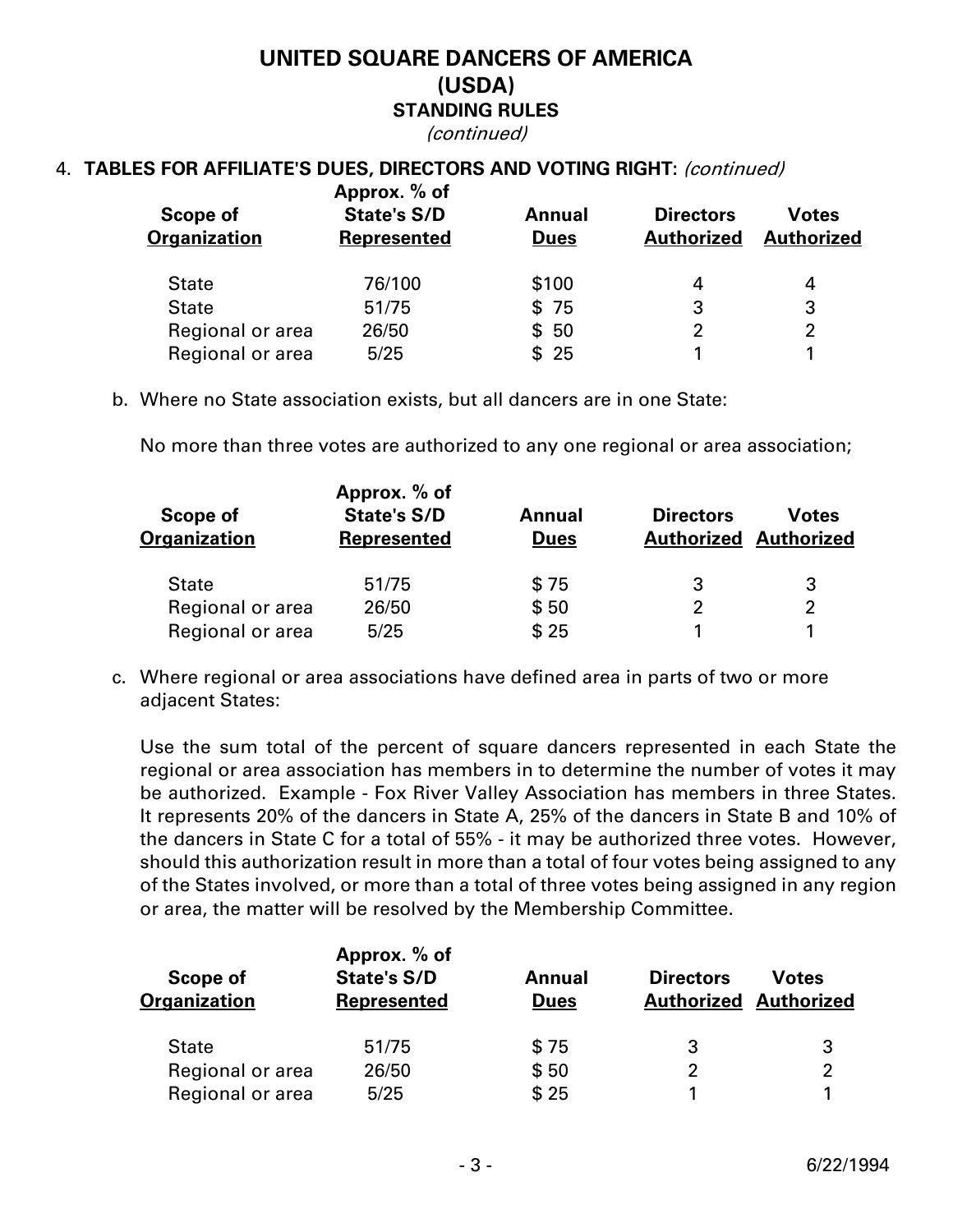# UNITED SQUARE DANCERS OF AMERICA
# (USDA)
## STANDING RULES
*(continued)*

4. **TABLES FOR AFFILIATE'S DUES, DIRECTORS AND VOTING RIGHT:** *(continued)*

| Scope of Organization | Approx. % of State's S/D Represented | Annual Dues | Directors Authorized | Votes Authorized |
|---|---|---|---|---|
| State | 76/100 | $100 | 4 | 4 |
| State | 51/75 | $ 75 | 3 | 3 |
| Regional or area | 26/50 | $ 50 | 2 | 2 |
| Regional or area | 5/25 | $ 25 | 1 | 1 |

b. Where no State association exists, but all dancers are in one State:

No more than three votes are authorized to any one regional or area association;

| Scope of Organization | Approx. % of State's S/D Represented | Annual Dues | Directors Authorized | Votes Authorized |
|---|---|---|---|---|
| State | 51/75 | $ 75 | 3 | 3 |
| Regional or area | 26/50 | $ 50 | 2 | 2 |
| Regional or area | 5/25 | $ 25 | 1 | 1 |

c. Where regional or area associations have defined area in parts of two or more adjacent States:

Use the sum total of the percent of square dancers represented in each State the regional or area association has members in to determine the number of votes it may be authorized. Example - Fox River Valley Association has members in three States. It represents 20% of the dancers in State A, 25% of the dancers in State B and 10% of the dancers in State C for a total of 55% - it may be authorized three votes. However, should this authorization result in more than a total of four votes being assigned to any of the States involved, or more than a total of three votes being assigned in any region or area, the matter will be resolved by the Membership Committee.

| Scope of Organization | Approx. % of State's S/D Represented | Annual Dues | Directors Authorized | Votes Authorized |
|---|---|---|---|---|
| State | 51/75 | $ 75 | 3 | 3 |
| Regional or area | 26/50 | $ 50 | 2 | 2 |
| Regional or area | 5/25 | $ 25 | 1 | 1 |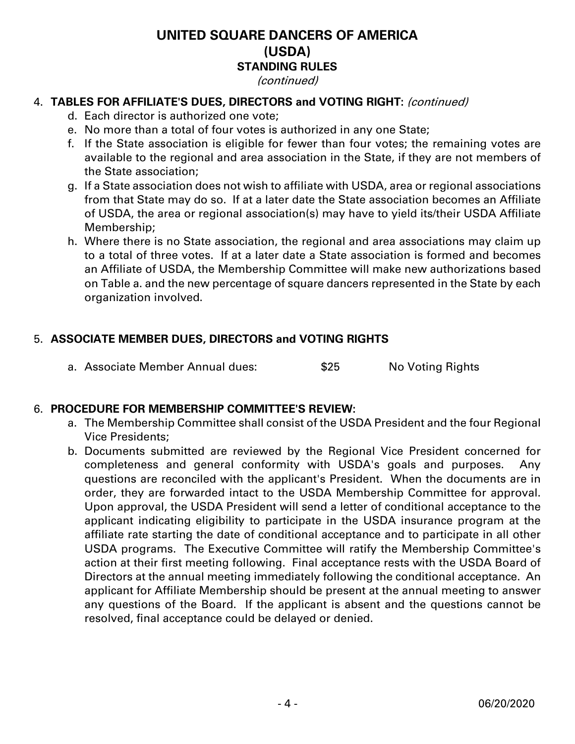# UNITED SQUARE DANCERS OF AMERICA
# (USDA)
## STANDING RULES
*(continued)*

4. **TABLES FOR AFFILIATE'S DUES, DIRECTORS and VOTING RIGHT:** *(continued)*
   d. Each director is authorized one vote;
   e. No more than a total of four votes is authorized in any one State;
   f. If the State association is eligible for fewer than four votes; the remaining votes are available to the regional and area association in the State, if they are not members of the State association;
   g. If a State association does not wish to affiliate with USDA, area or regional associations from that State may do so. If at a later date the State association becomes an Affiliate of USDA, the area or regional association(s) may have to yield its/their USDA Affiliate Membership;
   h. Where there is no State association, the regional and area associations may claim up to a total of three votes. If at a later date a State association is formed and becomes an Affiliate of USDA, the Membership Committee will make new authorizations based on Table a. and the new percentage of square dancers represented in the State by each organization involved.

5. **ASSOCIATE MEMBER DUES, DIRECTORS and VOTING RIGHTS**
   a. Associate Member Annual dues: $25 No Voting Rights

6. **PROCEDURE FOR MEMBERSHIP COMMITTEE'S REVIEW:**
   a. The Membership Committee shall consist of the USDA President and the four Regional Vice Presidents;
   b. Documents submitted are reviewed by the Regional Vice President concerned for completeness and general conformity with USDA's goals and purposes. Any questions are reconciled with the applicant's President. When the documents are in order, they are forwarded intact to the USDA Membership Committee for approval. Upon approval, the USDA President will send a letter of conditional acceptance to the applicant indicating eligibility to participate in the USDA insurance program at the affiliate rate starting the date of conditional acceptance and to participate in all other USDA programs. The Executive Committee will ratify the Membership Committee's action at their first meeting following. Final acceptance rests with the USDA Board of Directors at the annual meeting immediately following the conditional acceptance. An applicant for Affiliate Membership should be present at the annual meeting to answer any questions of the Board. If the applicant is absent and the questions cannot be resolved, final acceptance could be delayed or denied.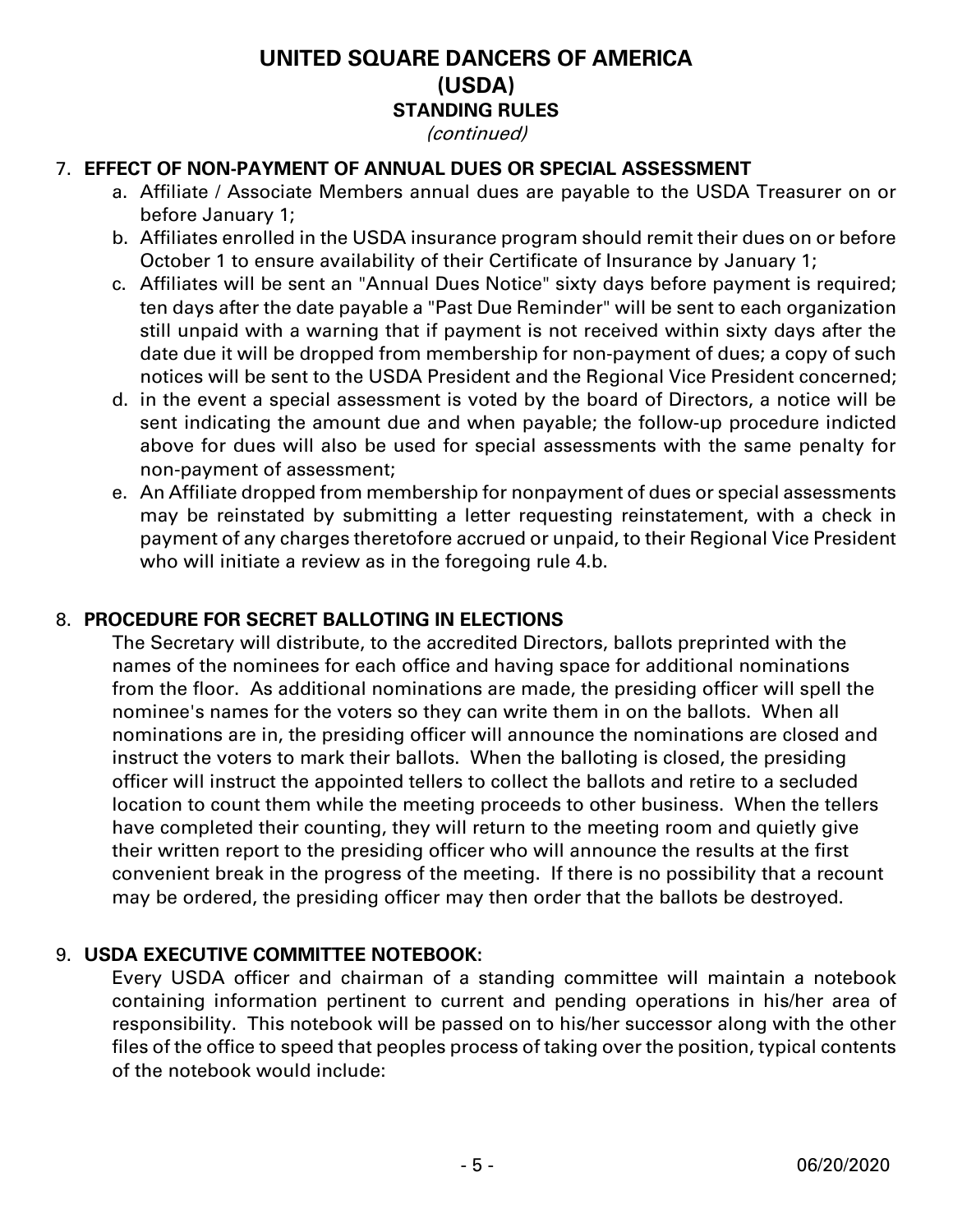**UNITED SQUARE DANCERS OF AMERICA**
**(USDA)**
**STANDING RULES**
*(continued)*

7. **EFFECT OF NON-PAYMENT OF ANNUAL DUES OR SPECIAL ASSESSMENT**
    a. Affiliate / Associate Members annual dues are payable to the USDA Treasurer on or before January 1;
    b. Affiliates enrolled in the USDA insurance program should remit their dues on or before October 1 to ensure availability of their Certificate of Insurance by January 1;
    c. Affiliates will be sent an "Annual Dues Notice" sixty days before payment is required; ten days after the date payable a "Past Due Reminder" will be sent to each organization still unpaid with a warning that if payment is not received within sixty days after the date due it will be dropped from membership for non-payment of dues; a copy of such notices will be sent to the USDA President and the Regional Vice President concerned;
    d. in the event a special assessment is voted by the board of Directors, a notice will be sent indicating the amount due and when payable; the follow-up procedure indicted above for dues will also be used for special assessments with the same penalty for non-payment of assessment;
    e. An Affiliate dropped from membership for nonpayment of dues or special assessments may be reinstated by submitting a letter requesting reinstatement, with a check in payment of any charges theretofore accrued or unpaid, to their Regional Vice President who will initiate a review as in the foregoing rule 4.b.

8. **PROCEDURE FOR SECRET BALLOTING IN ELECTIONS**

    The Secretary will distribute, to the accredited Directors, ballots preprinted with the names of the nominees for each office and having space for additional nominations from the floor. As additional nominations are made, the presiding officer will spell the nominee's names for the voters so they can write them in on the ballots. When all nominations are in, the presiding officer will announce the nominations are closed and instruct the voters to mark their ballots. When the balloting is closed, the presiding officer will instruct the appointed tellers to collect the ballots and retire to a secluded location to count them while the meeting proceeds to other business. When the tellers have completed their counting, they will return to the meeting room and quietly give their written report to the presiding officer who will announce the results at the first convenient break in the progress of the meeting. If there is no possibility that a recount may be ordered, the presiding officer may then order that the ballots be destroyed.

9. **USDA EXECUTIVE COMMITTEE NOTEBOOK:**

    Every USDA officer and chairman of a standing committee will maintain a notebook containing information pertinent to current and pending operations in his/her area of responsibility. This notebook will be passed on to his/her successor along with the other files of the office to speed that peoples process of taking over the position, typical contents of the notebook would include: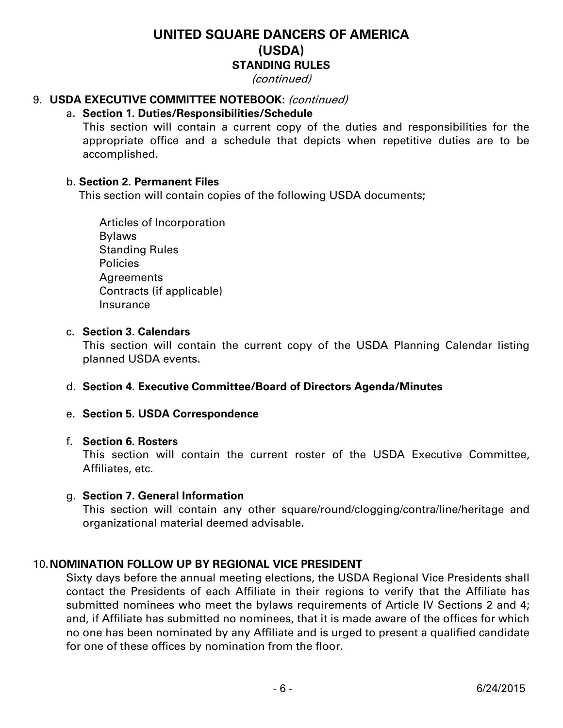# UNITED SQUARE DANCERS OF AMERICA
## (USDA)
### STANDING RULES
*(continued)*

9. **USDA EXECUTIVE COMMITTEE NOTEBOOK:** *(continued)*

   a. **Section 1. Duties/Responsibilities/Schedule**
   This section will contain a current copy of the duties and responsibilities for the appropriate office and a schedule that depicts when repetitive duties are to be accomplished.

   b. **Section 2. Permanent Files**
   This section will contain copies of the following USDA documents;

      Articles of Incorporation
      Bylaws
      Standing Rules
      Policies
      Agreements
      Contracts (if applicable)
      Insurance

   c. **Section 3. Calendars**
   This section will contain the current copy of the USDA Planning Calendar listing planned USDA events.

   d. **Section 4. Executive Committee/Board of Directors Agenda/Minutes**

   e. **Section 5. USDA Correspondence**

   f. **Section 6. Rosters**
   This section will contain the current roster of the USDA Executive Committee, Affiliates, etc.

   g. **Section 7. General Information**
   This section will contain any other square/round/clogging/contra/line/heritage and organizational material deemed advisable.

10. **NOMINATION FOLLOW UP BY REGIONAL VICE PRESIDENT**
    Sixty days before the annual meeting elections, the USDA Regional Vice Presidents shall contact the Presidents of each Affiliate in their regions to verify that the Affiliate has submitted nominees who meet the bylaws requirements of Article IV Sections 2 and 4; and, if Affiliate has submitted no nominees, that it is made aware of the offices for which no one has been nominated by any Affiliate and is urged to present a qualified candidate for one of these offices by nomination from the floor.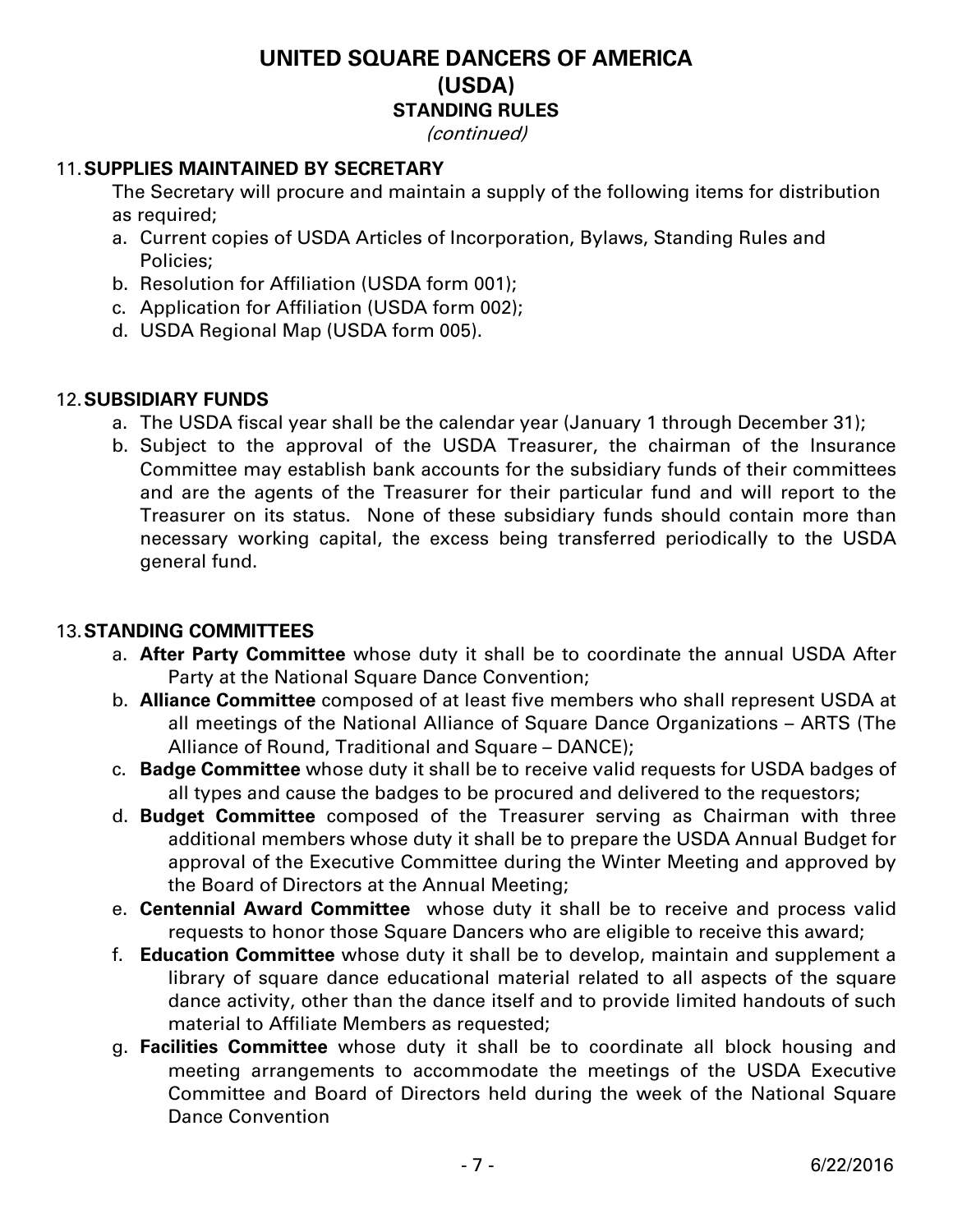# UNITED SQUARE DANCERS OF AMERICA
# (USDA)
## STANDING RULES
*(continued)*

### 11. SUPPLIES MAINTAINED BY SECRETARY

The Secretary will procure and maintain a supply of the following items for distribution as required;

a. Current copies of USDA Articles of Incorporation, Bylaws, Standing Rules and Policies;
b. Resolution for Affiliation (USDA form 001);
c. Application for Affiliation (USDA form 002);
d. USDA Regional Map (USDA form 005).

### 12. SUBSIDIARY FUNDS

a. The USDA fiscal year shall be the calendar year (January 1 through December 31);
b. Subject to the approval of the USDA Treasurer, the chairman of the Insurance Committee may establish bank accounts for the subsidiary funds of their committees and are the agents of the Treasurer for their particular fund and will report to the Treasurer on its status. None of these subsidiary funds should contain more than necessary working capital, the excess being transferred periodically to the USDA general fund.

### 13. STANDING COMMITTEES

a. **After Party Committee** whose duty it shall be to coordinate the annual USDA After Party at the National Square Dance Convention;
b. **Alliance Committee** composed of at least five members who shall represent USDA at all meetings of the National Alliance of Square Dance Organizations – ARTS (The Alliance of Round, Traditional and Square – DANCE);
c. **Badge Committee** whose duty it shall be to receive valid requests for USDA badges of all types and cause the badges to be procured and delivered to the requestors;
d. **Budget Committee** composed of the Treasurer serving as Chairman with three additional members whose duty it shall be to prepare the USDA Annual Budget for approval of the Executive Committee during the Winter Meeting and approved by the Board of Directors at the Annual Meeting;
e. **Centennial Award Committee** whose duty it shall be to receive and process valid requests to honor those Square Dancers who are eligible to receive this award;
f. **Education Committee** whose duty it shall be to develop, maintain and supplement a library of square dance educational material related to all aspects of the square dance activity, other than the dance itself and to provide limited handouts of such material to Affiliate Members as requested;
g. **Facilities Committee** whose duty it shall be to coordinate all block housing and meeting arrangements to accommodate the meetings of the USDA Executive Committee and Board of Directors held during the week of the National Square Dance Convention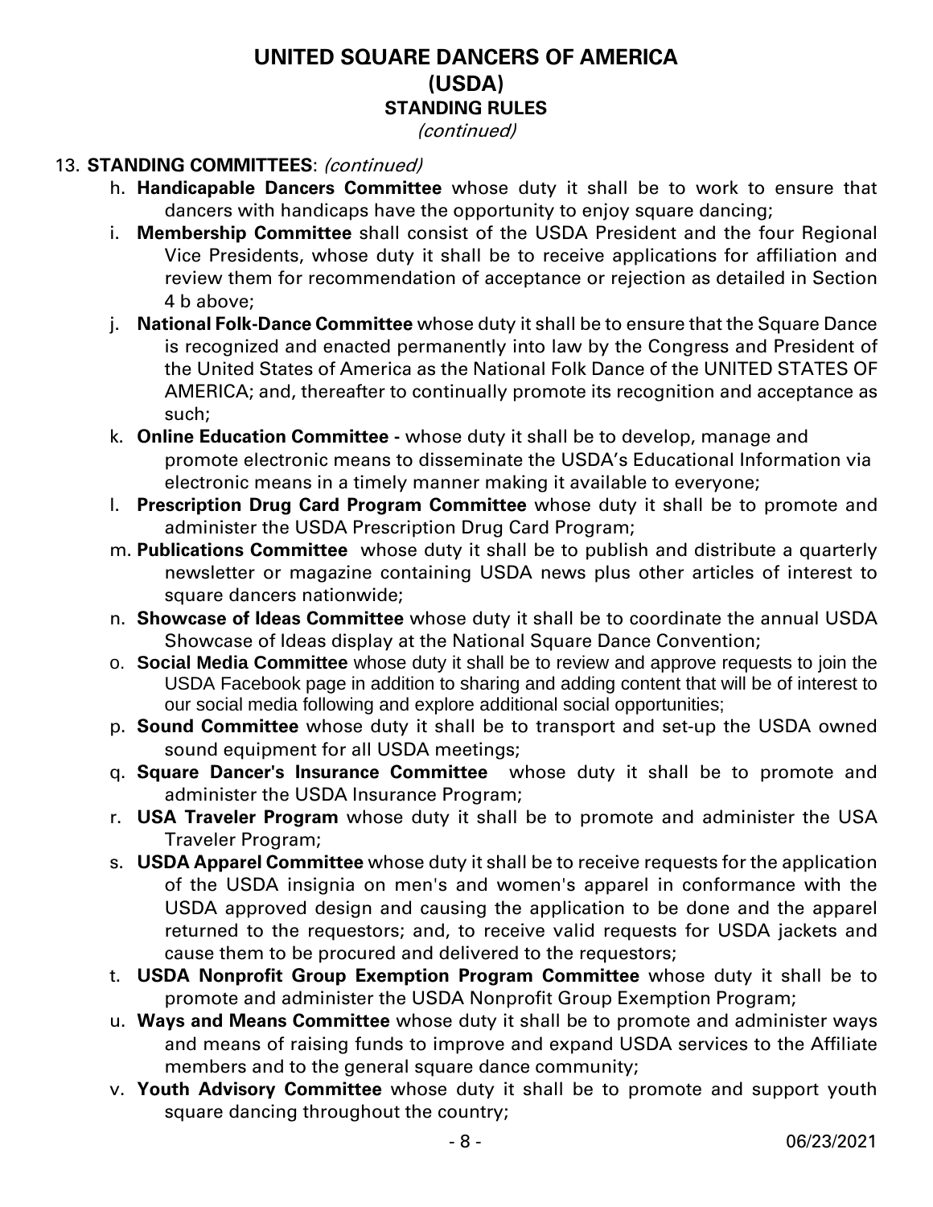# UNITED SQUARE DANCERS OF AMERICA
## (USDA)
### STANDING RULES
*(continued)*

13. **STANDING COMMITTEES**: *(continued)*

   h. **Handicapable Dancers Committee** whose duty it shall be to work to ensure that dancers with handicaps have the opportunity to enjoy square dancing;

   i. **Membership Committee** shall consist of the USDA President and the four Regional Vice Presidents, whose duty it shall be to receive applications for affiliation and review them for recommendation of acceptance or rejection as detailed in Section 4 b above;

   j. **National Folk-Dance Committee** whose duty it shall be to ensure that the Square Dance is recognized and enacted permanently into law by the Congress and President of the United States of America as the National Folk Dance of the UNITED STATES OF AMERICA; and, thereafter to continually promote its recognition and acceptance as such;

   k. **Online Education Committee -** whose duty it shall be to develop, manage and promote electronic means to disseminate the USDA's Educational Information via electronic means in a timely manner making it available to everyone;

   l. **Prescription Drug Card Program Committee** whose duty it shall be to promote and administer the USDA Prescription Drug Card Program;

   m. **Publications Committee** whose duty it shall be to publish and distribute a quarterly newsletter or magazine containing USDA news plus other articles of interest to square dancers nationwide;

   n. **Showcase of Ideas Committee** whose duty it shall be to coordinate the annual USDA Showcase of Ideas display at the National Square Dance Convention;

   o. **Social Media Committee** whose duty it shall be to review and approve requests to join the USDA Facebook page in addition to sharing and adding content that will be of interest to our social media following and explore additional social opportunities;

   p. **Sound Committee** whose duty it shall be to transport and set-up the USDA owned sound equipment for all USDA meetings;

   q. **Square Dancer's Insurance Committee** whose duty it shall be to promote and administer the USDA Insurance Program;

   r. **USA Traveler Program** whose duty it shall be to promote and administer the USA Traveler Program;

   s. **USDA Apparel Committee** whose duty it shall be to receive requests for the application of the USDA insignia on men's and women's apparel in conformance with the USDA approved design and causing the application to be done and the apparel returned to the requestors; and, to receive valid requests for USDA jackets and cause them to be procured and delivered to the requestors;

   t. **USDA Nonprofit Group Exemption Program Committee** whose duty it shall be to promote and administer the USDA Nonprofit Group Exemption Program;

   u. **Ways and Means Committee** whose duty it shall be to promote and administer ways and means of raising funds to improve and expand USDA services to the Affiliate members and to the general square dance community;

   v. **Youth Advisory Committee** whose duty it shall be to promote and support youth square dancing throughout the country;

06/23/2021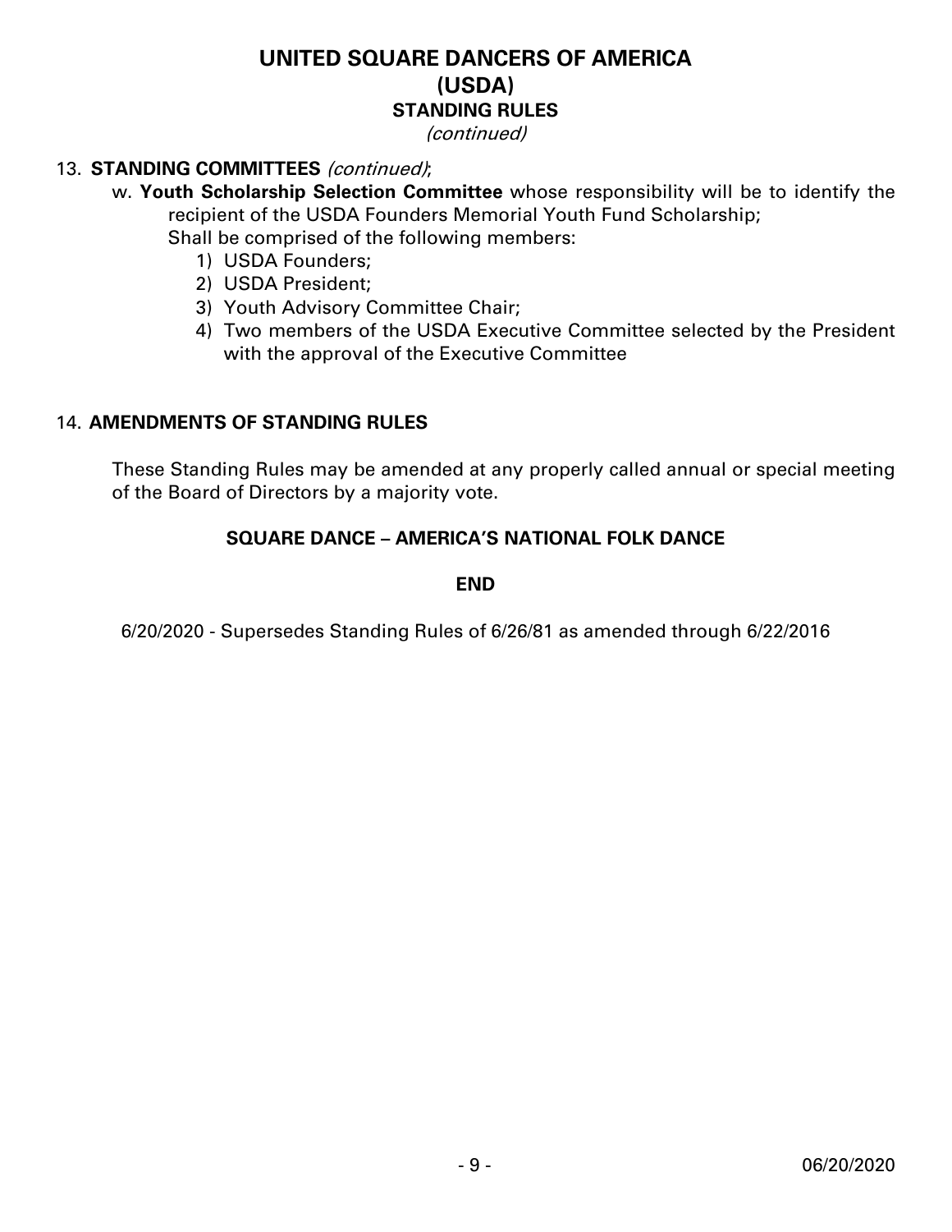# UNITED SQUARE DANCERS OF AMERICA
# (USDA)
## STANDING RULES
*(continued)*

13. **STANDING COMMITTEES** *(continued)*;

    w. **Youth Scholarship Selection Committee** whose responsibility will be to identify the recipient of the USDA Founders Memorial Youth Fund Scholarship;
    Shall be comprised of the following members:
    1) USDA Founders;
    2) USDA President;
    3) Youth Advisory Committee Chair;
    4) Two members of the USDA Executive Committee selected by the President with the approval of the Executive Committee

14. **AMENDMENTS OF STANDING RULES**

These Standing Rules may be amended at any properly called annual or special meeting of the Board of Directors by a majority vote.

**SQUARE DANCE – AMERICA'S NATIONAL FOLK DANCE**

**END**

6/20/2020 - Supersedes Standing Rules of 6/26/81 as amended through 6/22/2016